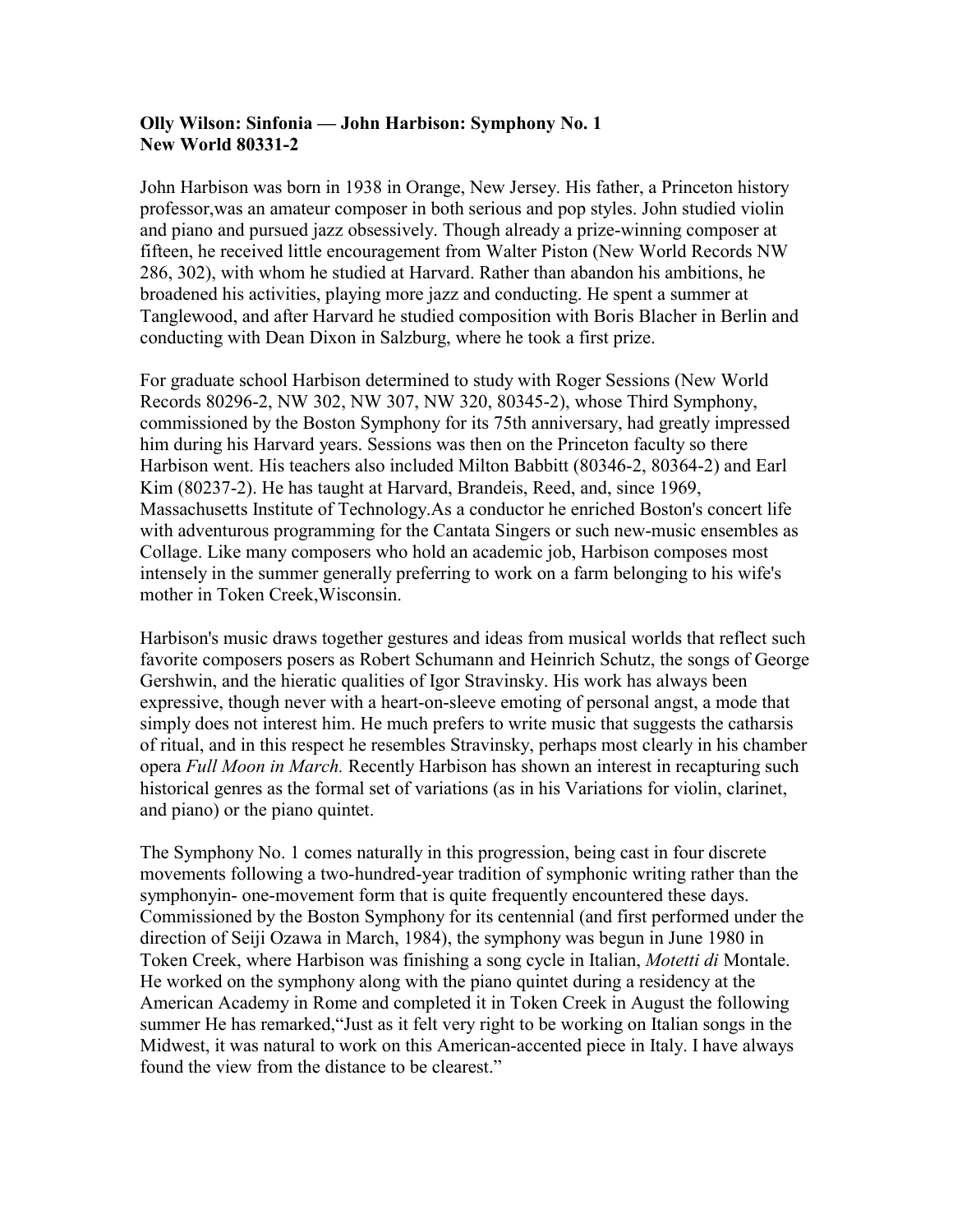**Olly Wilson: Sinfonia — John Harbison: Symphony No. 1**
**New World 80331-2**

John Harbison was born in 1938 in Orange, New Jersey. His father, a Princeton history professor,was an amateur composer in both serious and pop styles. John studied violin and piano and pursued jazz obsessively. Though already a prize-winning composer at fifteen, he received little encouragement from Walter Piston (New World Records NW 286, 302), with whom he studied at Harvard. Rather than abandon his ambitions, he broadened his activities, playing more jazz and conducting. He spent a summer at Tanglewood, and after Harvard he studied composition with Boris Blacher in Berlin and conducting with Dean Dixon in Salzburg, where he took a first prize.

For graduate school Harbison determined to study with Roger Sessions (New World Records 80296-2, NW 302, NW 307, NW 320, 80345-2), whose Third Symphony, commissioned by the Boston Symphony for its 75th anniversary, had greatly impressed him during his Harvard years. Sessions was then on the Princeton faculty so there Harbison went. His teachers also included Milton Babbitt (80346-2, 80364-2) and Earl Kim (80237-2). He has taught at Harvard, Brandeis, Reed, and, since 1969, Massachusetts Institute of Technology.As a conductor he enriched Boston's concert life with adventurous programming for the Cantata Singers or such new-music ensembles as Collage. Like many composers who hold an academic job, Harbison composes most intensely in the summer generally preferring to work on a farm belonging to his wife's mother in Token Creek,Wisconsin.

Harbison's music draws together gestures and ideas from musical worlds that reflect such favorite composers posers as Robert Schumann and Heinrich Schutz, the songs of George Gershwin, and the hieratic qualities of Igor Stravinsky. His work has always been expressive, though never with a heart-on-sleeve emoting of personal angst, a mode that simply does not interest him. He much prefers to write music that suggests the catharsis of ritual, and in this respect he resembles Stravinsky, perhaps most clearly in his chamber opera *Full Moon in March.* Recently Harbison has shown an interest in recapturing such historical genres as the formal set of variations (as in his Variations for violin, clarinet, and piano) or the piano quintet.

The Symphony No. 1 comes naturally in this progression, being cast in four discrete movements following a two-hundred-year tradition of symphonic writing rather than the symphonyin- one-movement form that is quite frequently encountered these days. Commissioned by the Boston Symphony for its centennial (and first performed under the direction of Seiji Ozawa in March, 1984), the symphony was begun in June 1980 in Token Creek, where Harbison was finishing a song cycle in Italian, *Motetti di* Montale. He worked on the symphony along with the piano quintet during a residency at the American Academy in Rome and completed it in Token Creek in August the following summer He has remarked,"Just as it felt very right to be working on Italian songs in the Midwest, it was natural to work on this American-accented piece in Italy. I have always found the view from the distance to be clearest."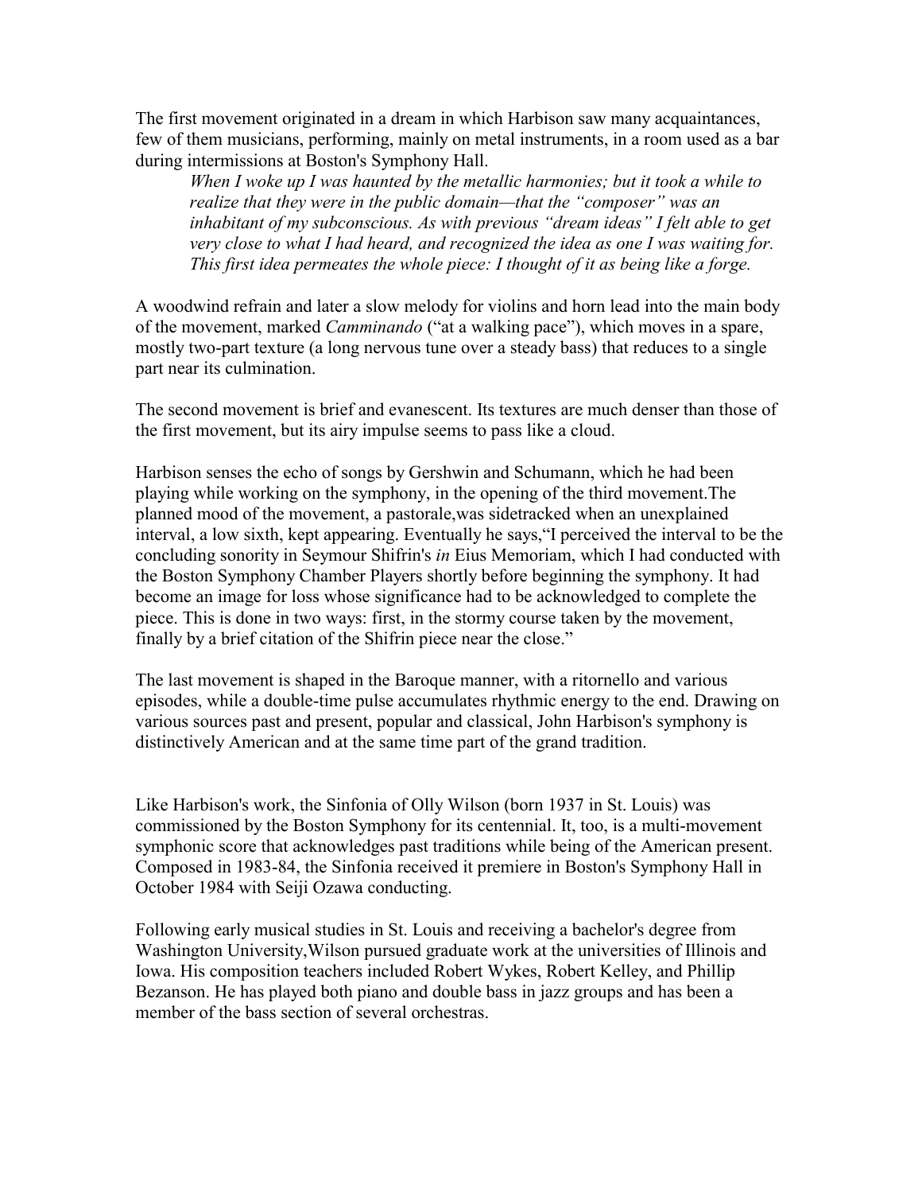The first movement originated in a dream in which Harbison saw many acquaintances, few of them musicians, performing, mainly on metal instruments, in a room used as a bar during intermissions at Boston's Symphony Hall.

> *When I woke up I was haunted by the metallic harmonies; but it took a while to realize that they were in the public domain—that the "composer" was an inhabitant of my subconscious. As with previous "dream ideas" I felt able to get very close to what I had heard, and recognized the idea as one I was waiting for. This first idea permeates the whole piece: I thought of it as being like a forge.*

A woodwind refrain and later a slow melody for violins and horn lead into the main body of the movement, marked *Camminando* ("at a walking pace"), which moves in a spare, mostly two-part texture (a long nervous tune over a steady bass) that reduces to a single part near its culmination.

The second movement is brief and evanescent. Its textures are much denser than those of the first movement, but its airy impulse seems to pass like a cloud.

Harbison senses the echo of songs by Gershwin and Schumann, which he had been playing while working on the symphony, in the opening of the third movement.The planned mood of the movement, a pastorale,was sidetracked when an unexplained interval, a low sixth, kept appearing. Eventually he says,"I perceived the interval to be the concluding sonority in Seymour Shifrin's *in* Eius Memoriam, which I had conducted with the Boston Symphony Chamber Players shortly before beginning the symphony. It had become an image for loss whose significance had to be acknowledged to complete the piece. This is done in two ways: first, in the stormy course taken by the movement, finally by a brief citation of the Shifrin piece near the close."

The last movement is shaped in the Baroque manner, with a ritornello and various episodes, while a double-time pulse accumulates rhythmic energy to the end. Drawing on various sources past and present, popular and classical, John Harbison's symphony is distinctively American and at the same time part of the grand tradition.

Like Harbison's work, the Sinfonia of Olly Wilson (born 1937 in St. Louis) was commissioned by the Boston Symphony for its centennial. It, too, is a multi-movement symphonic score that acknowledges past traditions while being of the American present. Composed in 1983-84, the Sinfonia received it premiere in Boston's Symphony Hall in October 1984 with Seiji Ozawa conducting.

Following early musical studies in St. Louis and receiving a bachelor's degree from Washington University,Wilson pursued graduate work at the universities of Illinois and Iowa. His composition teachers included Robert Wykes, Robert Kelley, and Phillip Bezanson. He has played both piano and double bass in jazz groups and has been a member of the bass section of several orchestras.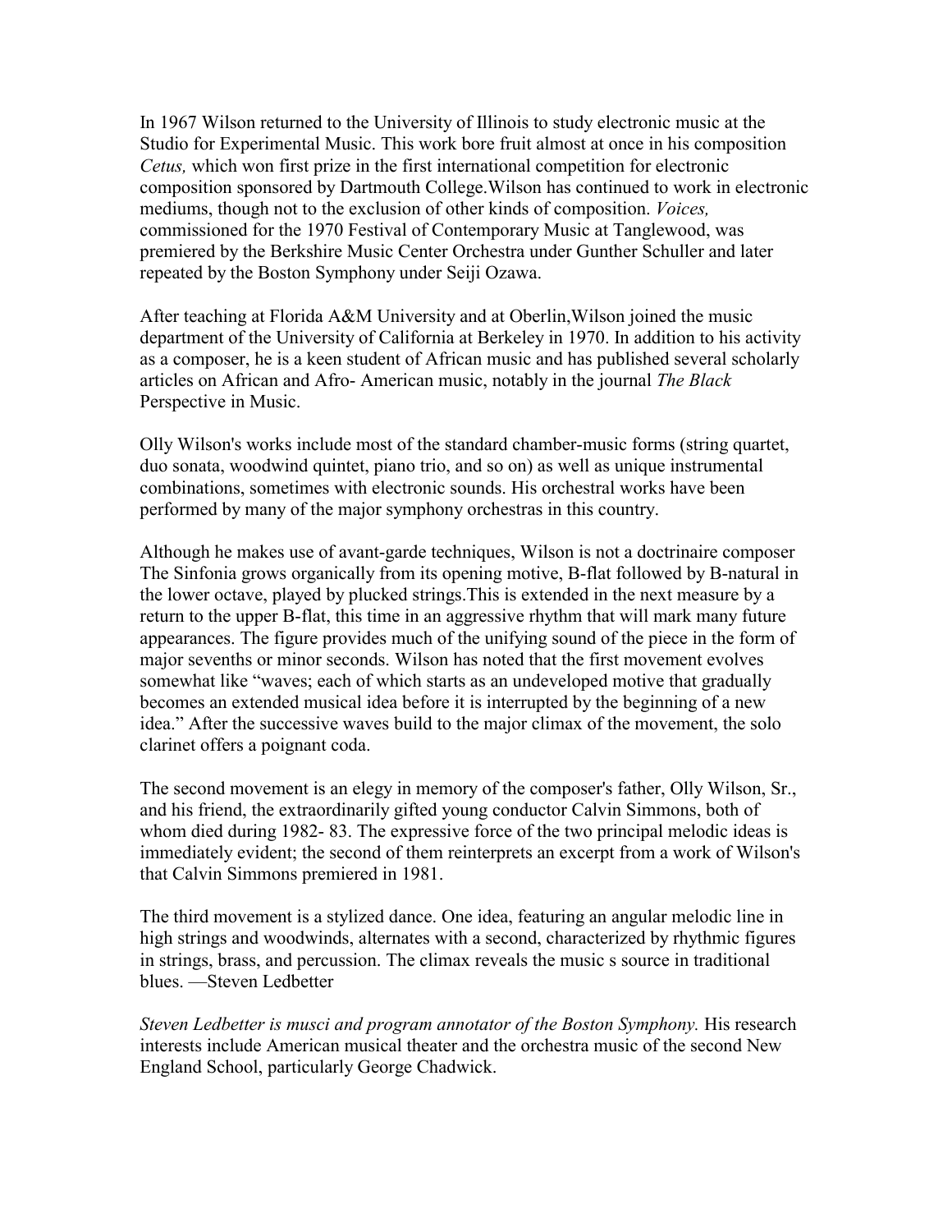In 1967 Wilson returned to the University of Illinois to study electronic music at the Studio for Experimental Music. This work bore fruit almost at once in his composition *Cetus,* which won first prize in the first international competition for electronic composition sponsored by Dartmouth College.Wilson has continued to work in electronic mediums, though not to the exclusion of other kinds of composition. *Voices,* commissioned for the 1970 Festival of Contemporary Music at Tanglewood, was premiered by the Berkshire Music Center Orchestra under Gunther Schuller and later repeated by the Boston Symphony under Seiji Ozawa.

After teaching at Florida A&M University and at Oberlin,Wilson joined the music department of the University of California at Berkeley in 1970. In addition to his activity as a composer, he is a keen student of African music and has published several scholarly articles on African and Afro- American music, notably in the journal *The Black* Perspective in Music.

Olly Wilson's works include most of the standard chamber-music forms (string quartet, duo sonata, woodwind quintet, piano trio, and so on) as well as unique instrumental combinations, sometimes with electronic sounds. His orchestral works have been performed by many of the major symphony orchestras in this country.

Although he makes use of avant-garde techniques, Wilson is not a doctrinaire composer The Sinfonia grows organically from its opening motive, B-flat followed by B-natural in the lower octave, played by plucked strings.This is extended in the next measure by a return to the upper B-flat, this time in an aggressive rhythm that will mark many future appearances. The figure provides much of the unifying sound of the piece in the form of major sevenths or minor seconds. Wilson has noted that the first movement evolves somewhat like "waves; each of which starts as an undeveloped motive that gradually becomes an extended musical idea before it is interrupted by the beginning of a new idea." After the successive waves build to the major climax of the movement, the solo clarinet offers a poignant coda.

The second movement is an elegy in memory of the composer's father, Olly Wilson, Sr., and his friend, the extraordinarily gifted young conductor Calvin Simmons, both of whom died during 1982- 83. The expressive force of the two principal melodic ideas is immediately evident; the second of them reinterprets an excerpt from a work of Wilson's that Calvin Simmons premiered in 1981.

The third movement is a stylized dance. One idea, featuring an angular melodic line in high strings and woodwinds, alternates with a second, characterized by rhythmic figures in strings, brass, and percussion. The climax reveals the music s source in traditional blues. —Steven Ledbetter

*Steven Ledbetter is musci and program annotator of the Boston Symphony.* His research interests include American musical theater and the orchestra music of the second New England School, particularly George Chadwick.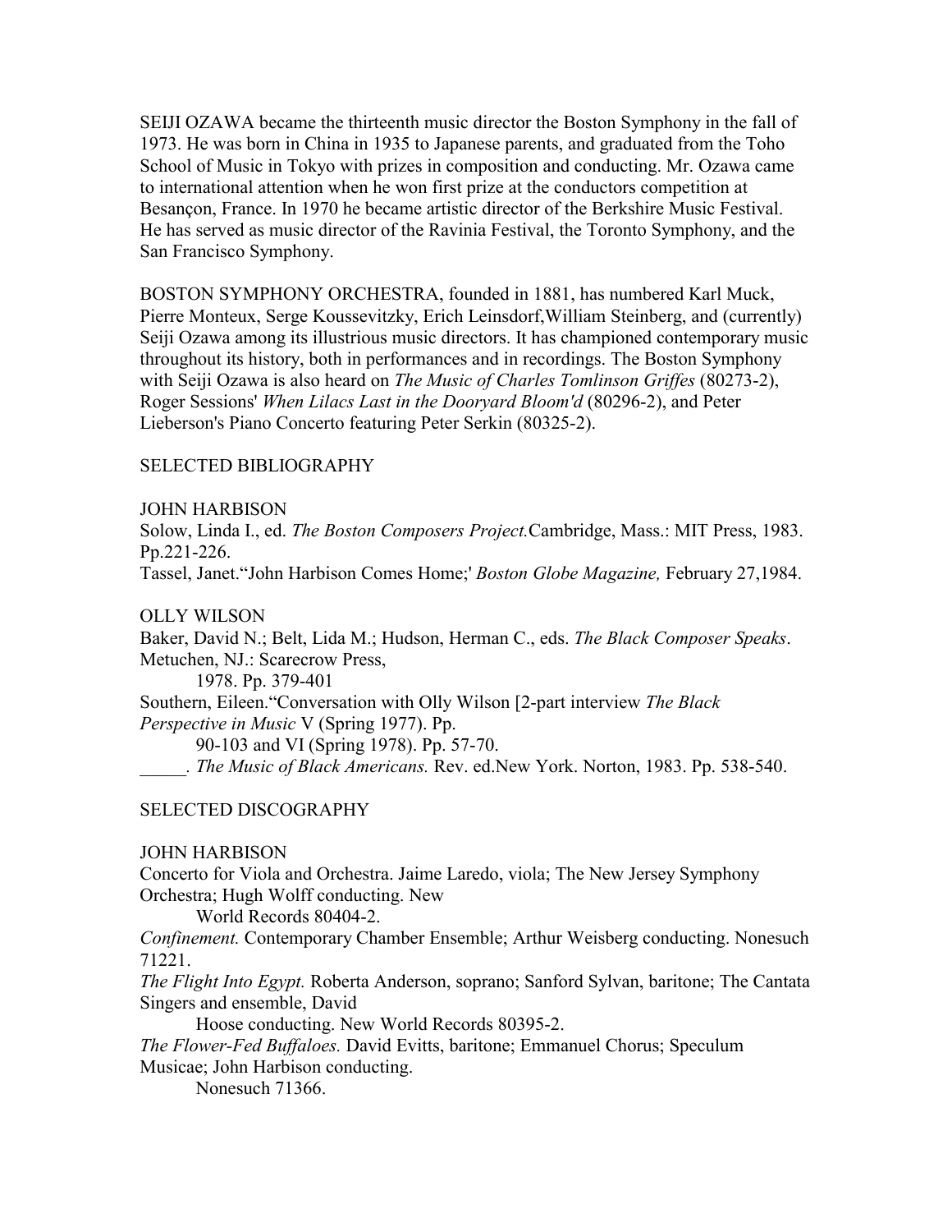SEIJI OZAWA became the thirteenth music director the Boston Symphony in the fall of 1973. He was born in China in 1935 to Japanese parents, and graduated from the Toho School of Music in Tokyo with prizes in composition and conducting. Mr. Ozawa came to international attention when he won first prize at the conductors competition at Besançon, France. In 1970 he became artistic director of the Berkshire Music Festival. He has served as music director of the Ravinia Festival, the Toronto Symphony, and the San Francisco Symphony.

BOSTON SYMPHONY ORCHESTRA, founded in 1881, has numbered Karl Muck, Pierre Monteux, Serge Koussevitzky, Erich Leinsdorf,William Steinberg, and (currently) Seiji Ozawa among its illustrious music directors. It has championed contemporary music throughout its history, both in performances and in recordings. The Boston Symphony with Seiji Ozawa is also heard on *The Music of Charles Tomlinson Griffes* (80273-2), Roger Sessions' *When Lilacs Last in the Dooryard Bloom'd* (80296-2), and Peter Lieberson's Piano Concerto featuring Peter Serkin (80325-2).

## SELECTED BIBLIOGRAPHY

### JOHN HARBISON

Solow, Linda I., ed. *The Boston Composers Project.*Cambridge, Mass.: MIT Press, 1983. Pp.221-226.

Tassel, Janet."John Harbison Comes Home;' *Boston Globe Magazine,* February 27,1984.

### OLLY WILSON

Baker, David N.; Belt, Lida M.; Hudson, Herman C., eds. *The Black Composer Speaks*. Metuchen, NJ.: Scarecrow Press, 1978. Pp. 379-401

Southern, Eileen."Conversation with Olly Wilson [2-part interview *The Black Perspective in Music* V (Spring 1977). Pp. 90-103 and VI (Spring 1978). Pp. 57-70.

_____. *The Music of Black Americans.* Rev. ed.New York. Norton, 1983. Pp. 538-540.

## SELECTED DISCOGRAPHY

### JOHN HARBISON

Concerto for Viola and Orchestra. Jaime Laredo, viola; The New Jersey Symphony Orchestra; Hugh Wolff conducting. New World Records 80404-2.

*Confinement.* Contemporary Chamber Ensemble; Arthur Weisberg conducting. Nonesuch 71221.

*The Flight Into Egypt.* Roberta Anderson, soprano; Sanford Sylvan, baritone; The Cantata Singers and ensemble, David Hoose conducting. New World Records 80395-2.

*The Flower-Fed Buffaloes.* David Evitts, baritone; Emmanuel Chorus; Speculum Musicae; John Harbison conducting. Nonesuch 71366.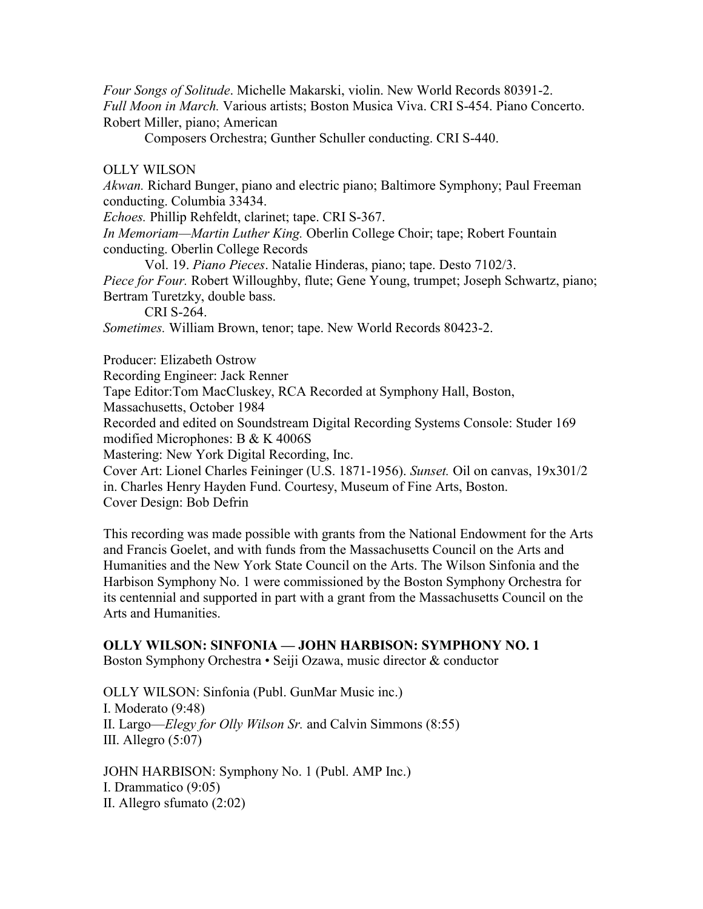*Four Songs of Solitude*. Michelle Makarski, violin. New World Records 80391-2.
*Full Moon in March.* Various artists; Boston Musica Viva. CRI S-454. Piano Concerto. Robert Miller, piano; American
Composers Orchestra; Gunther Schuller conducting. CRI S-440.

OLLY WILSON

*Akwan.* Richard Bunger, piano and electric piano; Baltimore Symphony; Paul Freeman conducting. Columbia 33434.
*Echoes.* Phillip Rehfeldt, clarinet; tape. CRI S-367.
*In Memoriam—Martin Luther King.* Oberlin College Choir; tape; Robert Fountain conducting. Oberlin College Records
Vol. 19. *Piano Pieces*. Natalie Hinderas, piano; tape. Desto 7102/3.
*Piece for Four.* Robert Willoughby, flute; Gene Young, trumpet; Joseph Schwartz, piano; Bertram Turetzky, double bass.
CRI S-264.
*Sometimes.* William Brown, tenor; tape. New World Records 80423-2.

Producer: Elizabeth Ostrow
Recording Engineer: Jack Renner
Tape Editor:Tom MacCluskey, RCA Recorded at Symphony Hall, Boston, Massachusetts, October 1984
Recorded and edited on Soundstream Digital Recording Systems Console: Studer 169 modified Microphones: B & K 4006S
Mastering: New York Digital Recording, Inc.
Cover Art: Lionel Charles Feininger (U.S. 1871-1956). *Sunset.* Oil on canvas, 19x301/2 in. Charles Henry Hayden Fund. Courtesy, Museum of Fine Arts, Boston.
Cover Design: Bob Defrin

This recording was made possible with grants from the National Endowment for the Arts and Francis Goelet, and with funds from the Massachusetts Council on the Arts and Humanities and the New York State Council on the Arts. The Wilson Sinfonia and the Harbison Symphony No. 1 were commissioned by the Boston Symphony Orchestra for its centennial and supported in part with a grant from the Massachusetts Council on the Arts and Humanities.

**OLLY WILSON: SINFONIA — JOHN HARBISON: SYMPHONY NO. 1**
Boston Symphony Orchestra • Seiji Ozawa, music director & conductor

OLLY WILSON: Sinfonia (Publ. GunMar Music inc.)
I. Moderato (9:48)
II. Largo—*Elegy for Olly Wilson Sr.* and Calvin Simmons (8:55)
III. Allegro (5:07)

JOHN HARBISON: Symphony No. 1 (Publ. AMP Inc.)
I. Drammatico (9:05)
II. Allegro sfumato (2:02)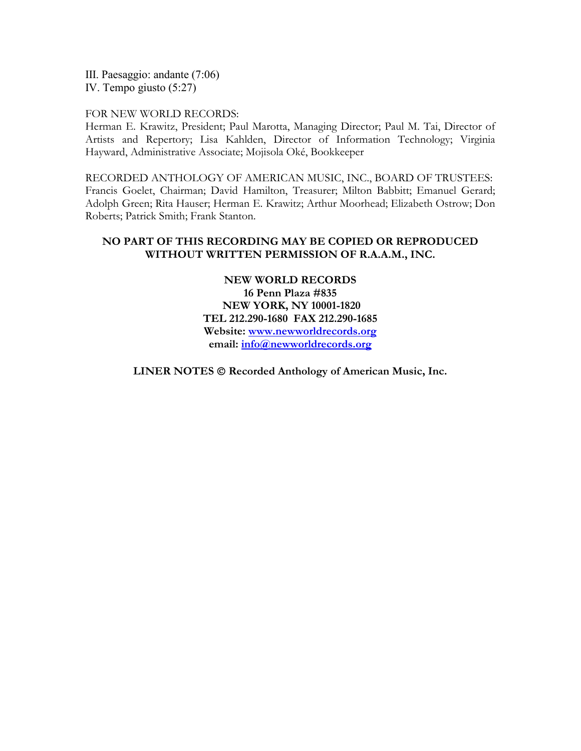III. Paesaggio: andante (7:06)
IV. Tempo giusto (5:27)

FOR NEW WORLD RECORDS:
Herman E. Krawitz, President; Paul Marotta, Managing Director; Paul M. Tai, Director of Artists and Repertory; Lisa Kahlden, Director of Information Technology; Virginia Hayward, Administrative Associate; Mojisola Oké, Bookkeeper

RECORDED ANTHOLOGY OF AMERICAN MUSIC, INC., BOARD OF TRUSTEES:
Francis Goelet, Chairman; David Hamilton, Treasurer; Milton Babbitt; Emanuel Gerard; Adolph Green; Rita Hauser; Herman E. Krawitz; Arthur Moorhead; Elizabeth Ostrow; Don Roberts; Patrick Smith; Frank Stanton.

**NO PART OF THIS RECORDING MAY BE COPIED OR REPRODUCED WITHOUT WRITTEN PERMISSION OF R.A.A.M., INC.**

**NEW WORLD RECORDS**
**16 Penn Plaza #835**
**NEW YORK, NY 10001-1820**
**TEL 212.290-1680 FAX 212.290-1685**
**Website: www.newworldrecords.org**
**email: info@newworldrecords.org**

**LINER NOTES © Recorded Anthology of American Music, Inc.**